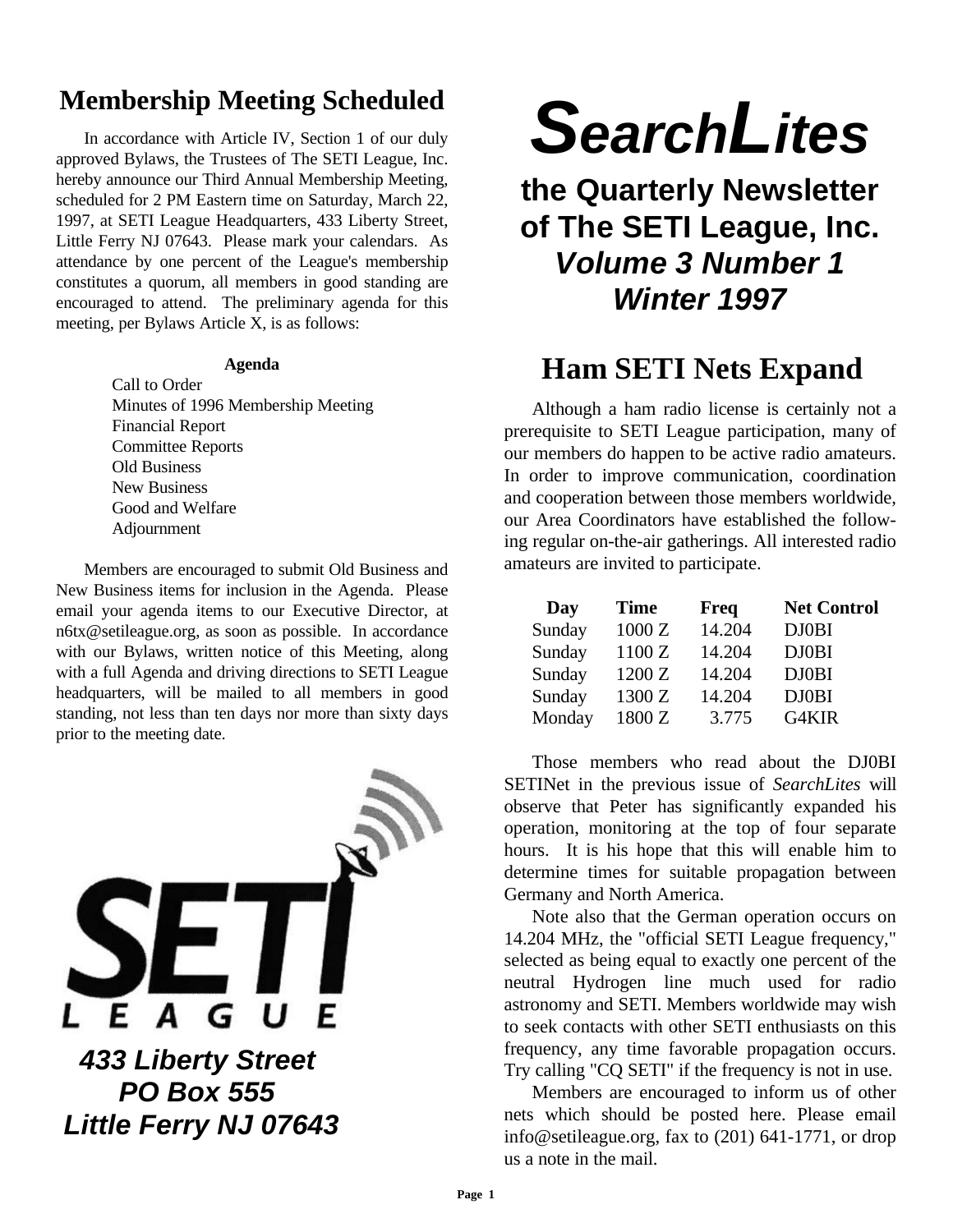# SearchLites

## the Quarterly Newsletter of The SETI League, Inc.

### *Volume 3 Number 1*
### *Winter 1997*

## Membership Meeting Scheduled

In accordance with Article IV, Section 1 of our duly approved Bylaws, the Trustees of The SETI League, Inc. hereby announce our Third Annual Membership Meeting, scheduled for 2 PM Eastern time on Saturday, March 22, 1997, at SETI League Headquarters, 433 Liberty Street, Little Ferry NJ 07643. Please mark your calendars. As attendance by one percent of the League's membership constitutes a quorum, all members in good standing are encouraged to attend. The preliminary agenda for this meeting, per Bylaws Article X, is as follows:

**Agenda**

- Call to Order
- Minutes of 1996 Membership Meeting
- Financial Report
- Committee Reports
- Old Business
- New Business
- Good and Welfare
- Adjournment

Members are encouraged to submit Old Business and New Business items for inclusion in the Agenda. Please email your agenda items to our Executive Director, at n6tx@setileague.org, as soon as possible. In accordance with our Bylaws, written notice of this Meeting, along with a full Agenda and driving directions to SETI League headquarters, will be mailed to all members in good standing, not less than ten days nor more than sixty days prior to the meeting date.

SETI LEAGUE

***433 Liberty Street***
***PO Box 555***
***Little Ferry NJ 07643***

## Ham SETI Nets Expand

Although a ham radio license is certainly not a prerequisite to SETI League participation, many of our members do happen to be active radio amateurs. In order to improve communication, coordination and cooperation between those members worldwide, our Area Coordinators have established the following regular on-the-air gatherings. All interested radio amateurs are invited to participate.

| Day | Time | Freq | Net Control |
|---|---|---|---|
| Sunday | 1000 Z | 14.204 | DJ0BI |
| Sunday | 1100 Z | 14.204 | DJ0BI |
| Sunday | 1200 Z | 14.204 | DJ0BI |
| Sunday | 1300 Z | 14.204 | DJ0BI |
| Monday | 1800 Z | 3.775 | G4KIR |

Those members who read about the DJ0BI SETINet in the previous issue of *SearchLites* will observe that Peter has significantly expanded his operation, monitoring at the top of four separate hours. It is his hope that this will enable him to determine times for suitable propagation between Germany and North America.

Note also that the German operation occurs on 14.204 MHz, the "official SETI League frequency," selected as being equal to exactly one percent of the neutral Hydrogen line much used for radio astronomy and SETI. Members worldwide may wish to seek contacts with other SETI enthusiasts on this frequency, any time favorable propagation occurs. Try calling "CQ SETI" if the frequency is not in use.

Members are encouraged to inform us of other nets which should be posted here. Please email info@setileague.org, fax to (201) 641-1771, or drop us a note in the mail.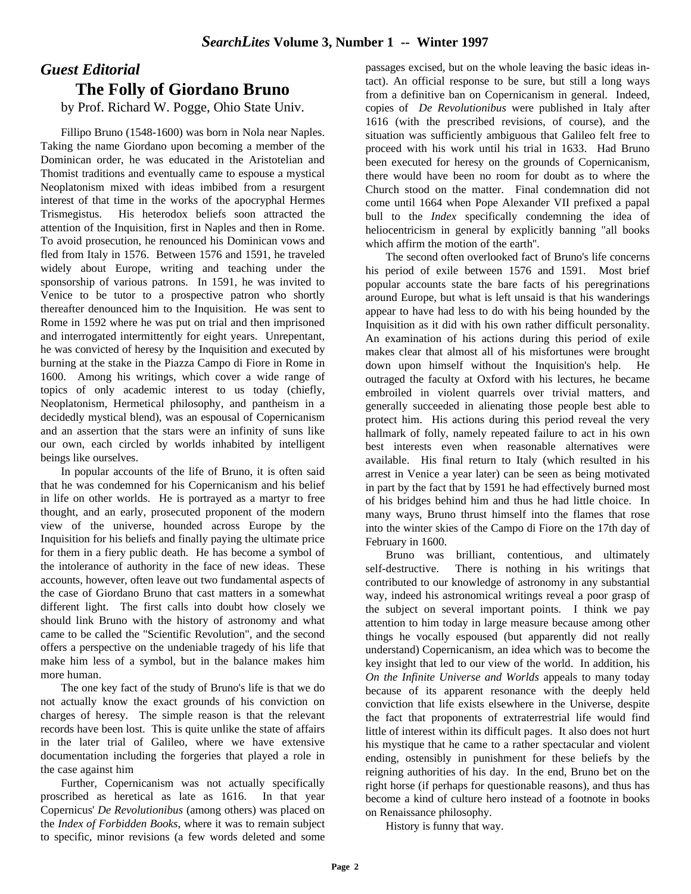## *Guest Editorial*

# The Folly of Giordano Bruno

by Prof. Richard W. Pogge, Ohio State Univ.

Fillipo Bruno (1548-1600) was born in Nola near Naples. Taking the name Giordano upon becoming a member of the Dominican order, he was educated in the Aristotelian and Thomist traditions and eventually came to espouse a mystical Neoplatonism mixed with ideas imbibed from a resurgent interest of that time in the works of the apocryphal Hermes Trismegistus. His heterodox beliefs soon attracted the attention of the Inquisition, first in Naples and then in Rome. To avoid prosecution, he renounced his Dominican vows and fled from Italy in 1576. Between 1576 and 1591, he traveled widely about Europe, writing and teaching under the sponsorship of various patrons. In 1591, he was invited to Venice to be tutor to a prospective patron who shortly thereafter denounced him to the Inquisition. He was sent to Rome in 1592 where he was put on trial and then imprisoned and interrogated intermittently for eight years. Unrepentant, he was convicted of heresy by the Inquisition and executed by burning at the stake in the Piazza Campo di Fiore in Rome in 1600. Among his writings, which cover a wide range of topics of only academic interest to us today (chiefly, Neoplatonism, Hermetical philosophy, and pantheism in a decidedly mystical blend), was an espousal of Copernicanism and an assertion that the stars were an infinity of suns like our own, each circled by worlds inhabited by intelligent beings like ourselves.

In popular accounts of the life of Bruno, it is often said that he was condemned for his Copernicanism and his belief in life on other worlds. He is portrayed as a martyr to free thought, and an early, prosecuted proponent of the modern view of the universe, hounded across Europe by the Inquisition for his beliefs and finally paying the ultimate price for them in a fiery public death. He has become a symbol of the intolerance of authority in the face of new ideas. These accounts, however, often leave out two fundamental aspects of the case of Giordano Bruno that cast matters in a somewhat different light. The first calls into doubt how closely we should link Bruno with the history of astronomy and what came to be called the "Scientific Revolution", and the second offers a perspective on the undeniable tragedy of his life that make him less of a symbol, but in the balance makes him more human.

The one key fact of the study of Bruno's life is that we do not actually know the exact grounds of his conviction on charges of heresy. The simple reason is that the relevant records have been lost. This is quite unlike the state of affairs in the later trial of Galileo, where we have extensive documentation including the forgeries that played a role in the case against him

Further, Copernicanism was not actually specifically proscribed as heretical as late as 1616. In that year Copernicus' *De Revolutionibus* (among others) was placed on the *Index of Forbidden Books*, where it was to remain subject to specific, minor revisions (a few words deleted and some passages excised, but on the whole leaving the basic ideas intact). An official response to be sure, but still a long ways from a definitive ban on Copernicanism in general. Indeed, copies of *De Revolutionibus* were published in Italy after 1616 (with the prescribed revisions, of course), and the situation was sufficiently ambiguous that Galileo felt free to proceed with his work until his trial in 1633. Had Bruno been executed for heresy on the grounds of Copernicanism, there would have been no room for doubt as to where the Church stood on the matter. Final condemnation did not come until 1664 when Pope Alexander VII prefixed a papal bull to the *Index* specifically condemning the idea of heliocentricism in general by explicitly banning "all books which affirm the motion of the earth".

The second often overlooked fact of Bruno's life concerns his period of exile between 1576 and 1591. Most brief popular accounts state the bare facts of his peregrinations around Europe, but what is left unsaid is that his wanderings appear to have had less to do with his being hounded by the Inquisition as it did with his own rather difficult personality. An examination of his actions during this period of exile makes clear that almost all of his misfortunes were brought down upon himself without the Inquisition's help. He outraged the faculty at Oxford with his lectures, he became embroiled in violent quarrels over trivial matters, and generally succeeded in alienating those people best able to protect him. His actions during this period reveal the very hallmark of folly, namely repeated failure to act in his own best interests even when reasonable alternatives were available. His final return to Italy (which resulted in his arrest in Venice a year later) can be seen as being motivated in part by the fact that by 1591 he had effectively burned most of his bridges behind him and thus he had little choice. In many ways, Bruno thrust himself into the flames that rose into the winter skies of the Campo di Fiore on the 17th day of February in 1600.

Bruno was brilliant, contentious, and ultimately self-destructive. There is nothing in his writings that contributed to our knowledge of astronomy in any substantial way, indeed his astronomical writings reveal a poor grasp of the subject on several important points. I think we pay attention to him today in large measure because among other things he vocally espoused (but apparently did not really understand) Copernicanism, an idea which was to become the key insight that led to our view of the world. In addition, his *On the Infinite Universe and Worlds* appeals to many today because of its apparent resonance with the deeply held conviction that life exists elsewhere in the Universe, despite the fact that proponents of extraterrestrial life would find little of interest within its difficult pages. It also does not hurt his mystique that he came to a rather spectacular and violent ending, ostensibly in punishment for these beliefs by the reigning authorities of his day. In the end, Bruno bet on the right horse (if perhaps for questionable reasons), and thus has become a kind of culture hero instead of a footnote in books on Renaissance philosophy.

History is funny that way.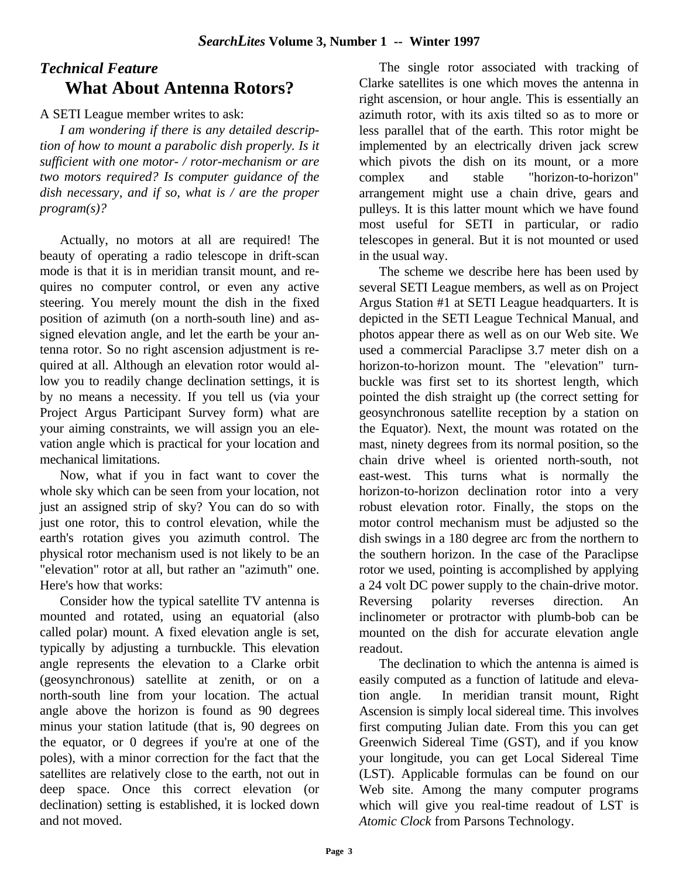## *Technical Feature*

# What About Antenna Rotors?

A SETI League member writes to ask:

*I am wondering if there is any detailed description of how to mount a parabolic dish properly. Is it sufficient with one motor- / rotor-mechanism or are two motors required? Is computer guidance of the dish necessary, and if so, what is / are the proper program(s)?*

Actually, no motors at all are required! The beauty of operating a radio telescope in drift-scan mode is that it is in meridian transit mount, and requires no computer control, or even any active steering. You merely mount the dish in the fixed position of azimuth (on a north-south line) and assigned elevation angle, and let the earth be your antenna rotor. So no right ascension adjustment is required at all. Although an elevation rotor would allow you to readily change declination settings, it is by no means a necessity. If you tell us (via your Project Argus Participant Survey form) what are your aiming constraints, we will assign you an elevation angle which is practical for your location and mechanical limitations.

Now, what if you in fact want to cover the whole sky which can be seen from your location, not just an assigned strip of sky? You can do so with just one rotor, this to control elevation, while the earth's rotation gives you azimuth control. The physical rotor mechanism used is not likely to be an "elevation" rotor at all, but rather an "azimuth" one. Here's how that works:

Consider how the typical satellite TV antenna is mounted and rotated, using an equatorial (also called polar) mount. A fixed elevation angle is set, typically by adjusting a turnbuckle. This elevation angle represents the elevation to a Clarke orbit (geosynchronous) satellite at zenith, or on a north-south line from your location. The actual angle above the horizon is found as 90 degrees minus your station latitude (that is, 90 degrees on the equator, or 0 degrees if you're at one of the poles), with a minor correction for the fact that the satellites are relatively close to the earth, not out in deep space. Once this correct elevation (or declination) setting is established, it is locked down and not moved.

The single rotor associated with tracking of Clarke satellites is one which moves the antenna in right ascension, or hour angle. This is essentially an azimuth rotor, with its axis tilted so as to more or less parallel that of the earth. This rotor might be implemented by an electrically driven jack screw which pivots the dish on its mount, or a more complex and stable "horizon-to-horizon" arrangement might use a chain drive, gears and pulleys. It is this latter mount which we have found most useful for SETI in particular, or radio telescopes in general. But it is not mounted or used in the usual way.

The scheme we describe here has been used by several SETI League members, as well as on Project Argus Station #1 at SETI League headquarters. It is depicted in the SETI League Technical Manual, and photos appear there as well as on our Web site. We used a commercial Paraclipse 3.7 meter dish on a horizon-to-horizon mount. The "elevation" turnbuckle was first set to its shortest length, which pointed the dish straight up (the correct setting for geosynchronous satellite reception by a station on the Equator). Next, the mount was rotated on the mast, ninety degrees from its normal position, so the chain drive wheel is oriented north-south, not east-west. This turns what is normally the horizon-to-horizon declination rotor into a very robust elevation rotor. Finally, the stops on the motor control mechanism must be adjusted so the dish swings in a 180 degree arc from the northern to the southern horizon. In the case of the Paraclipse rotor we used, pointing is accomplished by applying a 24 volt DC power supply to the chain-drive motor. Reversing polarity reverses direction. An inclinometer or protractor with plumb-bob can be mounted on the dish for accurate elevation angle readout.

The declination to which the antenna is aimed is easily computed as a function of latitude and elevation angle. In meridian transit mount, Right Ascension is simply local sidereal time. This involves first computing Julian date. From this you can get Greenwich Sidereal Time (GST), and if you know your longitude, you can get Local Sidereal Time (LST). Applicable formulas can be found on our Web site. Among the many computer programs which will give you real-time readout of LST is *Atomic Clock* from Parsons Technology.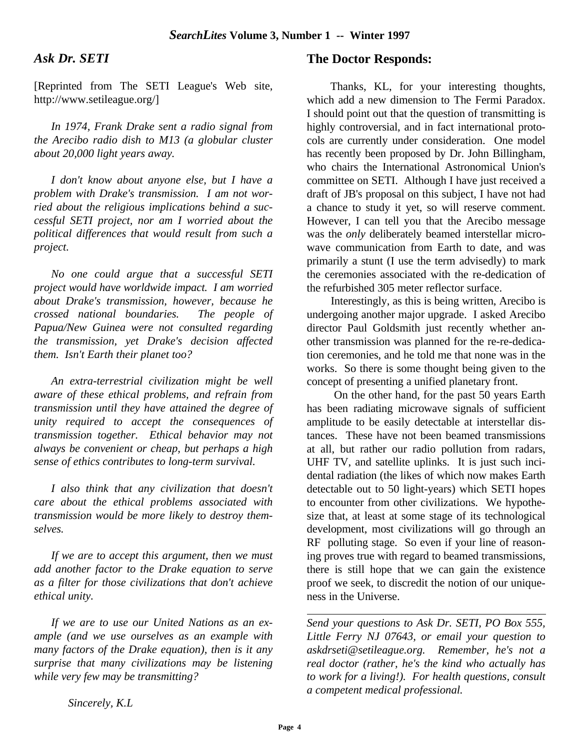## Ask Dr. SETI

[Reprinted from The SETI League's Web site, http://www.setileague.org/]

*In 1974, Frank Drake sent a radio signal from the Arecibo radio dish to M13 (a globular cluster about 20,000 light years away.*

*I don't know about anyone else, but I have a problem with Drake's transmission. I am not worried about the religious implications behind a successful SETI project, nor am I worried about the political differences that would result from such a project.*

*No one could argue that a successful SETI project would have worldwide impact. I am worried about Drake's transmission, however, because he crossed national boundaries. The people of Papua/New Guinea were not consulted regarding the transmission, yet Drake's decision affected them. Isn't Earth their planet too?*

*An extra-terrestrial civilization might be well aware of these ethical problems, and refrain from transmission until they have attained the degree of unity required to accept the consequences of transmission together. Ethical behavior may not always be convenient or cheap, but perhaps a high sense of ethics contributes to long-term survival.*

*I also think that any civilization that doesn't care about the ethical problems associated with transmission would be more likely to destroy themselves.*

*If we are to accept this argument, then we must add another factor to the Drake equation to serve as a filter for those civilizations that don't achieve ethical unity.*

*If we are to use our United Nations as an example (and we use ourselves as an example with many factors of the Drake equation), then is it any surprise that many civilizations may be listening while very few may be transmitting?*

*Sincerely, K.L*

## The Doctor Responds:

Thanks, KL, for your interesting thoughts, which add a new dimension to The Fermi Paradox. I should point out that the question of transmitting is highly controversial, and in fact international protocols are currently under consideration. One model has recently been proposed by Dr. John Billingham, who chairs the International Astronomical Union's committee on SETI. Although I have just received a draft of JB's proposal on this subject, I have not had a chance to study it yet, so will reserve comment. However, I can tell you that the Arecibo message was the *only* deliberately beamed interstellar microwave communication from Earth to date, and was primarily a stunt (I use the term advisedly) to mark the ceremonies associated with the re-dedication of the refurbished 305 meter reflector surface.

Interestingly, as this is being written, Arecibo is undergoing another major upgrade. I asked Arecibo director Paul Goldsmith just recently whether another transmission was planned for the re-re-dedication ceremonies, and he told me that none was in the works. So there is some thought being given to the concept of presenting a unified planetary front.

On the other hand, for the past 50 years Earth has been radiating microwave signals of sufficient amplitude to be easily detectable at interstellar distances. These have not been beamed transmissions at all, but rather our radio pollution from radars, UHF TV, and satellite uplinks. It is just such incidental radiation (the likes of which now makes Earth detectable out to 50 light-years) which SETI hopes to encounter from other civilizations. We hypothesize that, at least at some stage of its technological development, most civilizations will go through an RF polluting stage. So even if your line of reasoning proves true with regard to beamed transmissions, there is still hope that we can gain the existence proof we seek, to discredit the notion of our uniqueness in the Universe.

---

*Send your questions to Ask Dr. SETI, PO Box 555, Little Ferry NJ 07643, or email your question to askdrseti@setileague.org. Remember, he's not a real doctor (rather, he's the kind who actually has to work for a living!). For health questions, consult a competent medical professional.*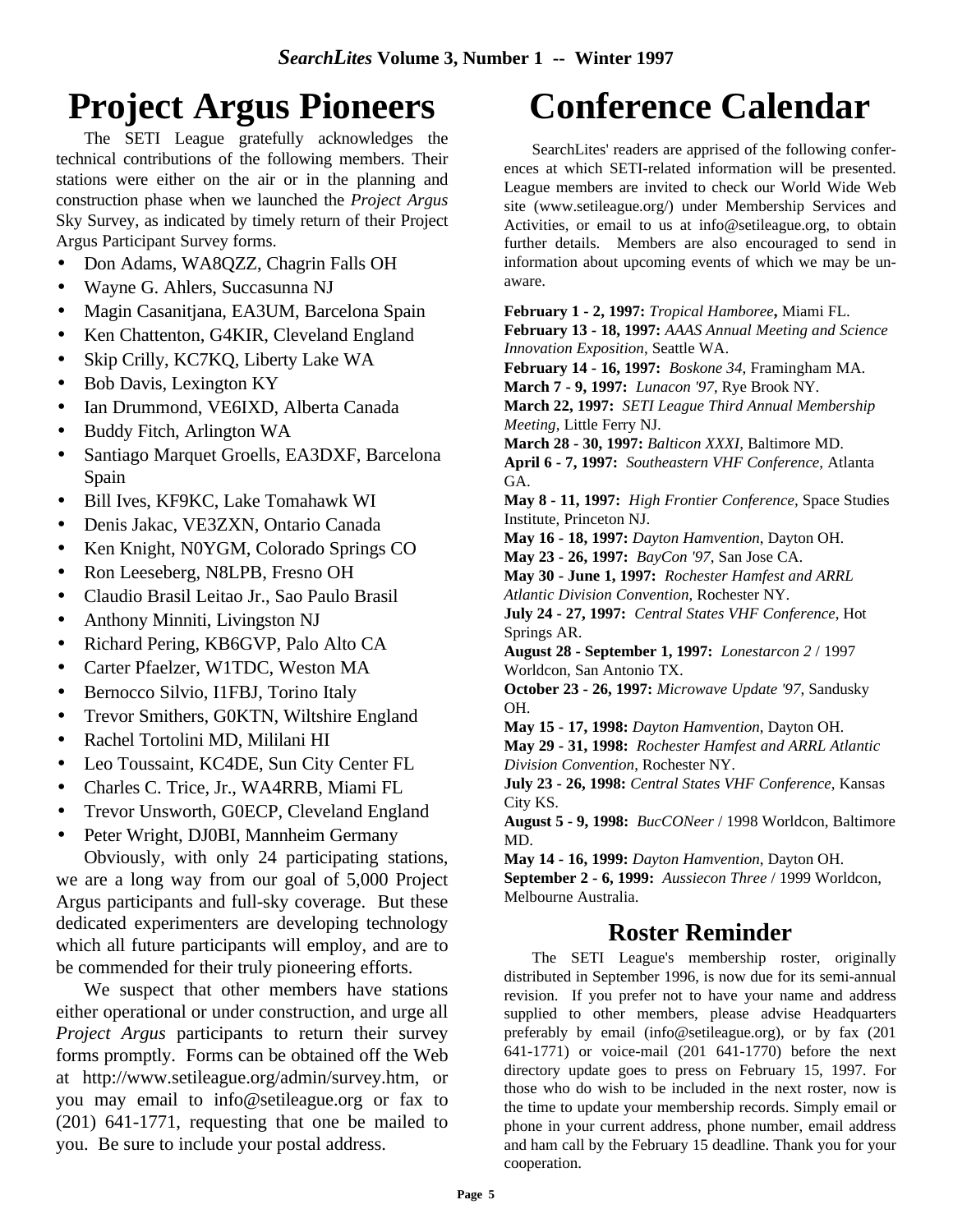# Project Argus Pioneers

The SETI League gratefully acknowledges the technical contributions of the following members. Their stations were either on the air or in the planning and construction phase when we launched the *Project Argus* Sky Survey, as indicated by timely return of their Project Argus Participant Survey forms.

- Don Adams, WA8QZZ, Chagrin Falls OH
- Wayne G. Ahlers, Succasunna NJ
- Magin Casanitjana, EA3UM, Barcelona Spain
- Ken Chattenton, G4KIR, Cleveland England
- Skip Crilly, KC7KQ, Liberty Lake WA
- Bob Davis, Lexington KY
- Ian Drummond, VE6IXD, Alberta Canada
- Buddy Fitch, Arlington WA
- Santiago Marquet Groells, EA3DXF, Barcelona Spain
- Bill Ives, KF9KC, Lake Tomahawk WI
- Denis Jakac, VE3ZXN, Ontario Canada
- Ken Knight, N0YGM, Colorado Springs CO
- Ron Leeseberg, N8LPB, Fresno OH
- Claudio Brasil Leitao Jr., Sao Paulo Brasil
- Anthony Minniti, Livingston NJ
- Richard Pering, KB6GVP, Palo Alto CA
- Carter Pfaelzer, W1TDC, Weston MA
- Bernocco Silvio, I1FBJ, Torino Italy
- Trevor Smithers, G0KTN, Wiltshire England
- Rachel Tortolini MD, Mililani HI
- Leo Toussaint, KC4DE, Sun City Center FL
- Charles C. Trice, Jr., WA4RRB, Miami FL
- Trevor Unsworth, G0ECP, Cleveland England
- Peter Wright, DJ0BI, Mannheim Germany

Obviously, with only 24 participating stations, we are a long way from our goal of 5,000 Project Argus participants and full-sky coverage. But these dedicated experimenters are developing technology which all future participants will employ, and are to be commended for their truly pioneering efforts.

We suspect that other members have stations either operational or under construction, and urge all *Project Argus* participants to return their survey forms promptly. Forms can be obtained off the Web at http://www.setileague.org/admin/survey.htm, or you may email to info@setileague.org or fax to (201) 641-1771, requesting that one be mailed to you. Be sure to include your postal address.

# Conference Calendar

SearchLites' readers are apprised of the following conferences at which SETI-related information will be presented. League members are invited to check our World Wide Web site (www.setileague.org/) under Membership Services and Activities, or email to us at info@setileague.org, to obtain further details. Members are also encouraged to send in information about upcoming events of which we may be unaware.

**February 1 - 2, 1997:** *Tropical Hamboree***,** Miami FL.
**February 13 - 18, 1997:** *AAAS Annual Meeting and Science Innovation Exposition*, Seattle WA.
**February 14 - 16, 1997:** *Boskone 34*, Framingham MA.
**March 7 - 9, 1997:** *Lunacon '97*, Rye Brook NY.
**March 22, 1997:** *SETI League Third Annual Membership Meeting*, Little Ferry NJ.
**March 28 - 30, 1997:** *Balticon XXXI*, Baltimore MD.
**April 6 - 7, 1997:** *Southeastern VHF Conference,* Atlanta GA.
**May 8 - 11, 1997:** *High Frontier Conference*, Space Studies Institute, Princeton NJ.
**May 16 - 18, 1997:** *Dayton Hamvention*, Dayton OH.
**May 23 - 26, 1997:** *BayCon '97*, San Jose CA.
**May 30 - June 1, 1997:** *Rochester Hamfest and ARRL Atlantic Division Convention*, Rochester NY.
**July 24 - 27, 1997:** *Central States VHF Conference*, Hot Springs AR.
**August 28 - September 1, 1997:** *Lonestarcon 2* / 1997 Worldcon, San Antonio TX.
**October 23 - 26, 1997:** *Microwave Update '97*, Sandusky OH.
**May 15 - 17, 1998:** *Dayton Hamvention*, Dayton OH.
**May 29 - 31, 1998:** *Rochester Hamfest and ARRL Atlantic Division Convention*, Rochester NY.
**July 23 - 26, 1998:** *Central States VHF Conference*, Kansas City KS.
**August 5 - 9, 1998:** *BucCONeer* / 1998 Worldcon, Baltimore MD.
**May 14 - 16, 1999:** *Dayton Hamvention*, Dayton OH.
**September 2 - 6, 1999:** *Aussiecon Three* / 1999 Worldcon, Melbourne Australia.

## Roster Reminder

The SETI League's membership roster, originally distributed in September 1996, is now due for its semi-annual revision. If you prefer not to have your name and address supplied to other members, please advise Headquarters preferably by email (info@setileague.org), or by fax (201 641-1771) or voice-mail (201 641-1770) before the next directory update goes to press on February 15, 1997. For those who do wish to be included in the next roster, now is the time to update your membership records. Simply email or phone in your current address, phone number, email address and ham call by the February 15 deadline. Thank you for your cooperation.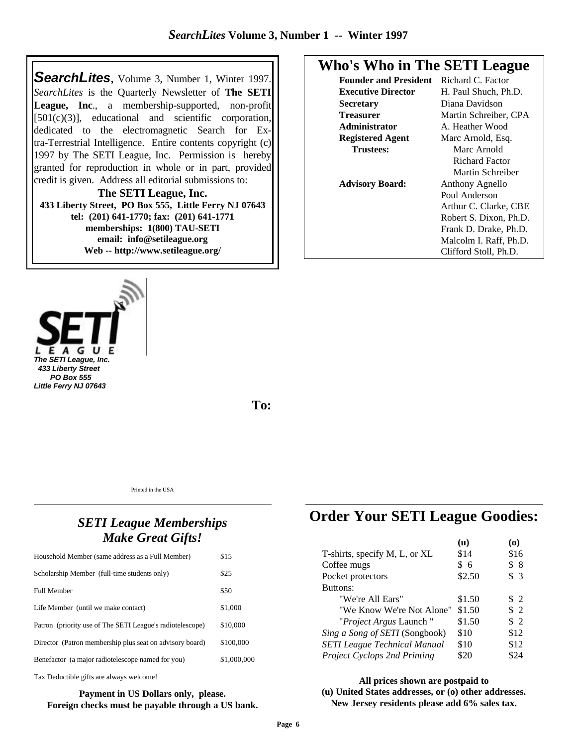**SearchLites**, Volume 3, Number 1, Winter 1997. *SearchLites* is the Quarterly Newsletter of **The SETI League, Inc**., a membership-supported, non-profit [501(c)(3)], educational and scientific corporation, dedicated to the electromagnetic Search for Extra-Terrestrial Intelligence. Entire contents copyright (c) 1997 by The SETI League, Inc. Permission is hereby granted for reproduction in whole or in part, provided credit is given. Address all editorial submissions to:

**The SETI League, Inc.**
**433 Liberty Street, PO Box 555, Little Ferry NJ 07643**
**tel: (201) 641-1770; fax: (201) 641-1771**
**memberships: 1(800) TAU-SETI**
**email: info@setileague.org**
**Web -- http://www.setileague.org/**

## Who's Who in The SETI League

| | |
|---|---|
| **Founder and President** | Richard C. Factor |
| **Executive Director** | H. Paul Shuch, Ph.D. |
| **Secretary** | Diana Davidson |
| **Treasurer** | Martin Schreiber, CPA |
| **Administrator** | A. Heather Wood |
| **Registered Agent** | Marc Arnold, Esq. |
| **Trustees:** | Marc Arnold |
| | Richard Factor |
| | Martin Schreiber |
| **Advisory Board:** | Anthony Agnello |
| | Poul Anderson |
| | Arthur C. Clarke, CBE |
| | Robert S. Dixon, Ph.D. |
| | Frank D. Drake, Ph.D. |
| | Malcolm I. Raff, Ph.D. |
| | Clifford Stoll, Ph.D. |

SETI LEAGUE

***The SETI League, Inc.***
***433 Liberty Street***
***PO Box 555***
***Little Ferry NJ 07643***

**To:**

Printed in the USA

## *SETI League Memberships Make Great Gifts!*

| | |
|---|---|
| Household Member (same address as a Full Member) | $15 |
| Scholarship Member (full-time students only) | $25 |
| Full Member | $50 |
| Life Member (until we make contact) | $1,000 |
| Patron (priority use of The SETI League's radiotelescope) | $10,000 |
| Director (Patron membership plus seat on advisory board) | $100,000 |
| Benefactor (a major radiotelescope named for you) | $1,000,000 |

Tax Deductible gifts are always welcome!

**Payment in US Dollars only, please.**
**Foreign checks must be payable through a US bank.**

## Order Your SETI League Goodies:

| | **(u)** | **(o)** |
|---|---|---|
| T-shirts, specify M, L, or XL | $14 | $16 |
| Coffee mugs | $ 6 | $ 8 |
| Pocket protectors | $2.50 | $ 3 |
| Buttons: | | |
| "We're All Ears" | $1.50 | $ 2 |
| "We Know We're Not Alone" | $1.50 | $ 2 |
| "*Project Argus* Launch " | $1.50 | $ 2 |
| *Sing a Song of SETI* (Songbook) | $10 | $12 |
| *SETI League Technical Manual* | $10 | $12 |
| *Project Cyclops 2nd Printing* | $20 | $24 |

**All prices shown are postpaid to**
**(u) United States addresses, or (o) other addresses.**
**New Jersey residents please add 6% sales tax.**